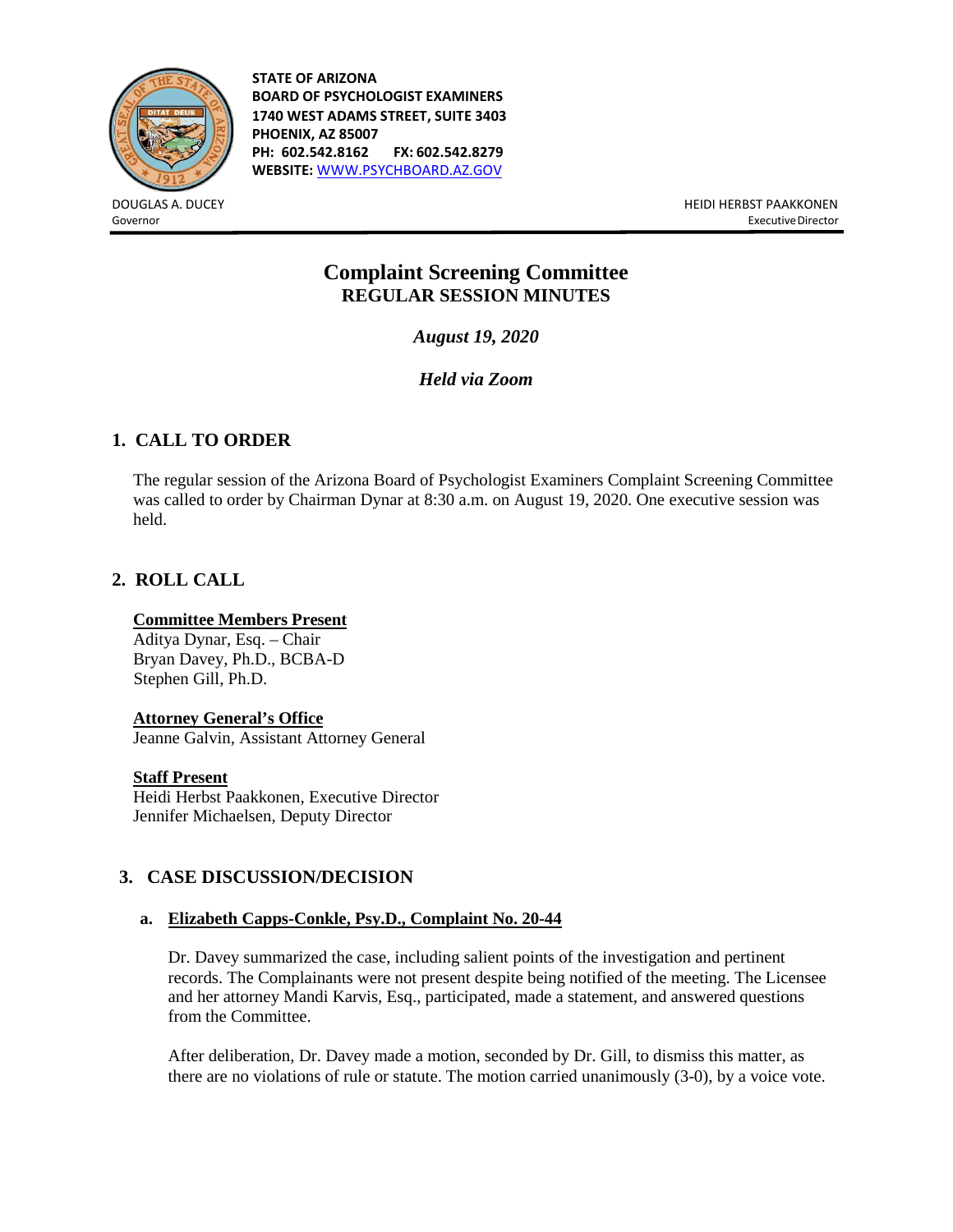**STATE OF ARIZONA**
**BOARD OF PSYCHOLOGIST EXAMINERS**
**1740 WEST ADAMS STREET, SUITE 3403**
**PHOENIX, AZ 85007**
**PH: 602.542.8162 FX: 602.542.8279**
**WEBSITE:** WWW.PSYCHBOARD.AZ.GOV

DOUGLAS A. DUCEY
Governor

HEIDI HERBST PAAKKONEN
Executive Director

# Complaint Screening Committee
## REGULAR SESSION MINUTES

***August 19, 2020***

***Held via Zoom***

## 1. CALL TO ORDER

The regular session of the Arizona Board of Psychologist Examiners Complaint Screening Committee was called to order by Chairman Dynar at 8:30 a.m. on August 19, 2020. One executive session was held.

## 2. ROLL CALL

**Committee Members Present**
Aditya Dynar, Esq. – Chair
Bryan Davey, Ph.D., BCBA-D
Stephen Gill, Ph.D.

**Attorney General's Office**
Jeanne Galvin, Assistant Attorney General

**Staff Present**
Heidi Herbst Paakkonen, Executive Director
Jennifer Michaelsen, Deputy Director

## 3. CASE DISCUSSION/DECISION

### a. Elizabeth Capps-Conkle, Psy.D., Complaint No. 20-44

Dr. Davey summarized the case, including salient points of the investigation and pertinent records. The Complainants were not present despite being notified of the meeting. The Licensee and her attorney Mandi Karvis, Esq., participated, made a statement, and answered questions from the Committee.

After deliberation, Dr. Davey made a motion, seconded by Dr. Gill, to dismiss this matter, as there are no violations of rule or statute. The motion carried unanimously (3-0), by a voice vote.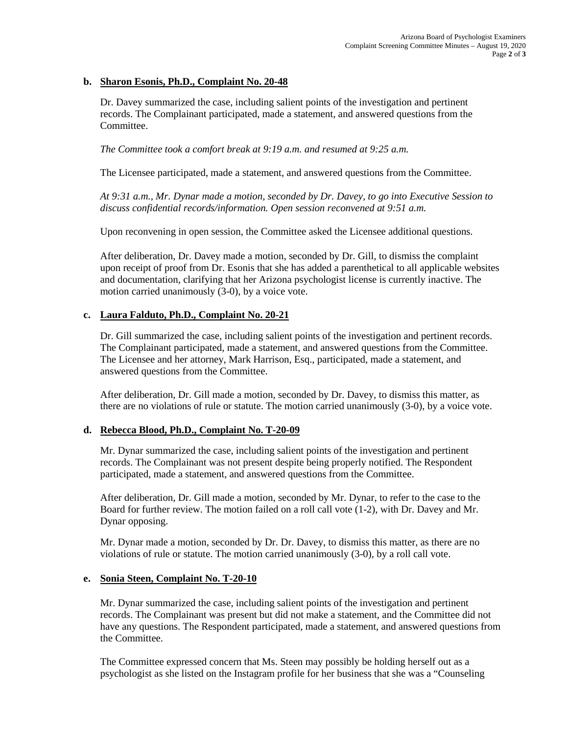**b. Sharon Esonis, Ph.D., Complaint No. 20-48**

Dr. Davey summarized the case, including salient points of the investigation and pertinent records. The Complainant participated, made a statement, and answered questions from the Committee.

*The Committee took a comfort break at 9:19 a.m. and resumed at 9:25 a.m.*

The Licensee participated, made a statement, and answered questions from the Committee.

*At 9:31 a.m., Mr. Dynar made a motion, seconded by Dr. Davey, to go into Executive Session to discuss confidential records/information. Open session reconvened at 9:51 a.m.*

Upon reconvening in open session, the Committee asked the Licensee additional questions.

After deliberation, Dr. Davey made a motion, seconded by Dr. Gill, to dismiss the complaint upon receipt of proof from Dr. Esonis that she has added a parenthetical to all applicable websites and documentation, clarifying that her Arizona psychologist license is currently inactive. The motion carried unanimously (3-0), by a voice vote.

**c. Laura Falduto, Ph.D., Complaint No. 20-21**

Dr. Gill summarized the case, including salient points of the investigation and pertinent records. The Complainant participated, made a statement, and answered questions from the Committee. The Licensee and her attorney, Mark Harrison, Esq., participated, made a statement, and answered questions from the Committee.

After deliberation, Dr. Gill made a motion, seconded by Dr. Davey, to dismiss this matter, as there are no violations of rule or statute. The motion carried unanimously (3-0), by a voice vote.

**d. Rebecca Blood, Ph.D., Complaint No. T-20-09**

Mr. Dynar summarized the case, including salient points of the investigation and pertinent records. The Complainant was not present despite being properly notified. The Respondent participated, made a statement, and answered questions from the Committee.

After deliberation, Dr. Gill made a motion, seconded by Mr. Dynar, to refer to the case to the Board for further review. The motion failed on a roll call vote (1-2), with Dr. Davey and Mr. Dynar opposing.

Mr. Dynar made a motion, seconded by Dr. Dr. Davey, to dismiss this matter, as there are no violations of rule or statute. The motion carried unanimously (3-0), by a roll call vote.

**e. Sonia Steen, Complaint No. T-20-10**

Mr. Dynar summarized the case, including salient points of the investigation and pertinent records. The Complainant was present but did not make a statement, and the Committee did not have any questions. The Respondent participated, made a statement, and answered questions from the Committee.

The Committee expressed concern that Ms. Steen may possibly be holding herself out as a psychologist as she listed on the Instagram profile for her business that she was a "Counseling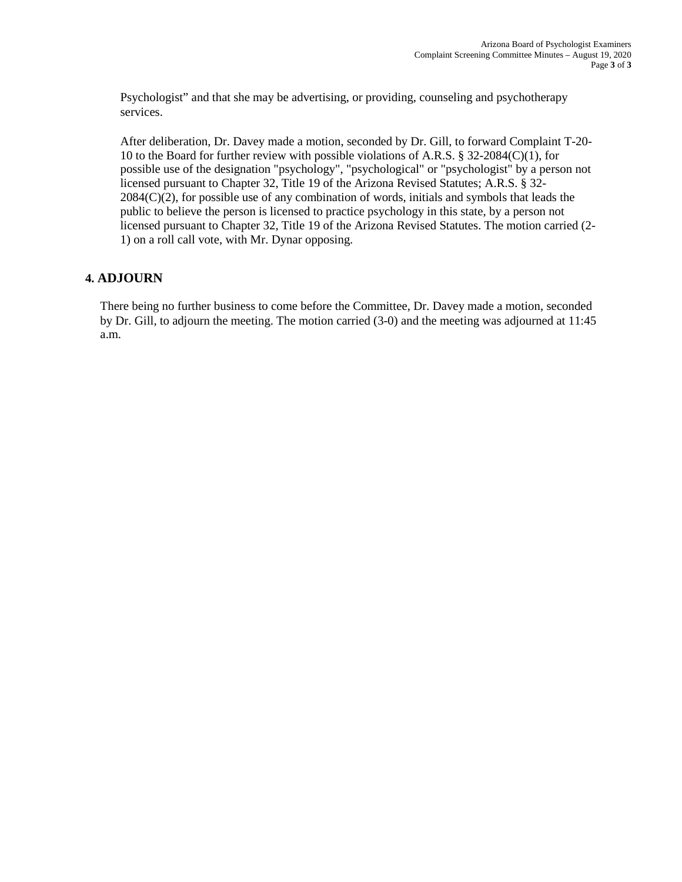Psychologist" and that she may be advertising, or providing, counseling and psychotherapy services.

After deliberation, Dr. Davey made a motion, seconded by Dr. Gill, to forward Complaint T-20-10 to the Board for further review with possible violations of A.R.S. § 32-2084(C)(1), for possible use of the designation "psychology", "psychological" or "psychologist" by a person not licensed pursuant to Chapter 32, Title 19 of the Arizona Revised Statutes; A.R.S. § 32-2084(C)(2), for possible use of any combination of words, initials and symbols that leads the public to believe the person is licensed to practice psychology in this state, by a person not licensed pursuant to Chapter 32, Title 19 of the Arizona Revised Statutes. The motion carried (2-1) on a roll call vote, with Mr. Dynar opposing.

## 4. ADJOURN

There being no further business to come before the Committee, Dr. Davey made a motion, seconded by Dr. Gill, to adjourn the meeting. The motion carried (3-0) and the meeting was adjourned at 11:45 a.m.